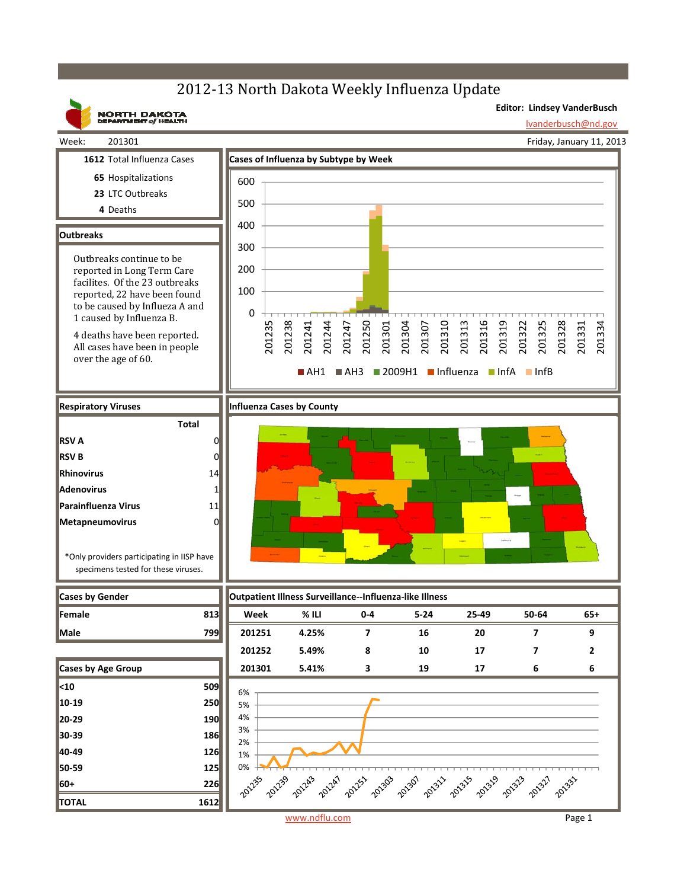# 2012-13 North Dakota Weekly Influenza Update

NORTH DAKOTA DEPARTMENT of HEALTH

**Editor: Lindsey VanderBusch**
lvanderbusch@nd.gov

Week: 201301 — Friday, January 11, 2013

**1612** Total Influenza Cases
**65** Hospitalizations
**23** LTC Outbreaks
**4** Deaths

## Outbreaks

Outbreaks continue to be reported in Long Term Care facilites. Of the 23 outbreaks reported, 22 have been found to be caused by Influeza A and 1 caused by Influenza B.

4 deaths have been reported. All cases have been in people over the age of 60.

## Cases of Influenza by Subtype by Week

Legend: AH1, AH3, 2009H1, Influenza, InfA, InfB

## Respiratory Viruses

| | Total |
|---|---|
| **RSV A** | 0 |
| **RSV B** | 0 |
| **Rhinovirus** | 14 |
| **Adenovirus** | 1 |
| **Parainfluenza Virus** | 11 |
| **Metapneumovirus** | 0 |

*Only providers participating in IISP have specimens tested for these viruses.

## Influenza Cases by County

## Cases by Gender

| | |
|---|---|
| **Female** | 813 |
| **Male** | 799 |

## Cases by Age Group

| | |
|---|---|
| **<10** | 509 |
| **10-19** | 250 |
| **20-29** | 190 |
| **30-39** | 186 |
| **40-49** | 126 |
| **50-59** | 125 |
| **60+** | 226 |
| **TOTAL** | 1612 |

## Outpatient Illness Surveillance--Influenza-like Illness

| Week | % ILI | 0-4 | 5-24 | 25-49 | 50-64 | 65+ |
|---|---|---|---|---|---|---|
| 201251 | 4.25% | 7 | 16 | 20 | 7 | 9 |
| 201252 | 5.49% | 8 | 10 | 17 | 7 | 2 |
| 201301 | 5.41% | 3 | 19 | 17 | 6 | 6 |

www.ndflu.com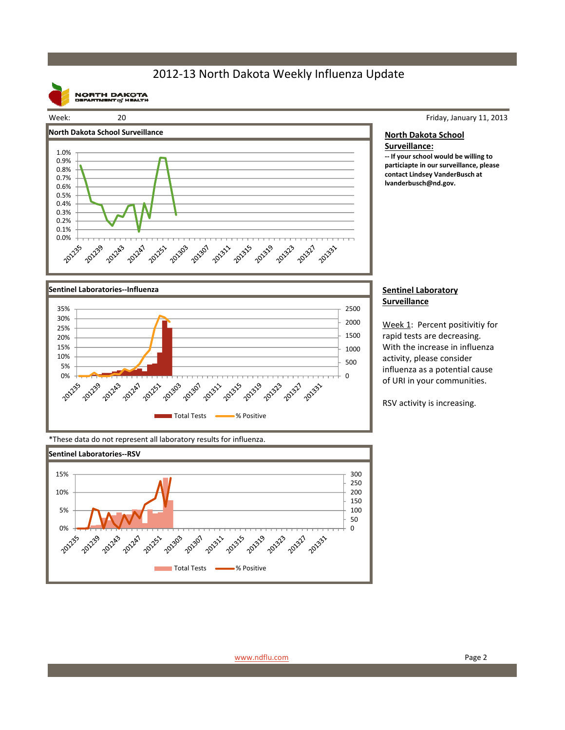# 2012-13 North Dakota Weekly Influenza Update

NORTH DAKOTA DEPARTMENT of HEALTH

Week: 20

Friday, January 11, 2013

## North Dakota School Surveillance

1.0%
0.9%
0.8%
0.7%
0.6%
0.5%
0.4%
0.3%
0.2%
0.1%
0.0%

201235 201239 201243 201247 201251 201303 201307 201311 201315 201319 201323 201327 201331

## North Dakota School Surveillance:

**-- If your school would be willing to particiapte in our surveillance, please contact Lindsey VanderBusch at lvanderbusch@nd.gov.**

## Sentinel Laboratories--Influenza

35%
30%
25%
20%
15%
10%
5%
0%

2500
2000
1500
1000
500
0

201235 201239 201243 201247 201251 201303 201307 201311 201315 201319 201323 201327 201331

Total Tests
% Positive

*These data do not represent all laboratory results for influenza.

## Sentinel Laboratory Surveillance

Week 1: Percent positivitiy for rapid tests are decreasing. With the increase in influenza activity, please consider influenza as a potential cause of URI in your communities.

RSV activity is increasing.

## Sentinel Laboratories--RSV

15%
10%
5%
0%

300
250
200
150
100
50
0

201235 201239 201243 201247 201251 201303 201307 201311 201315 201319 201323 201327 201331

Total Tests
% Positive

www.ndflu.com